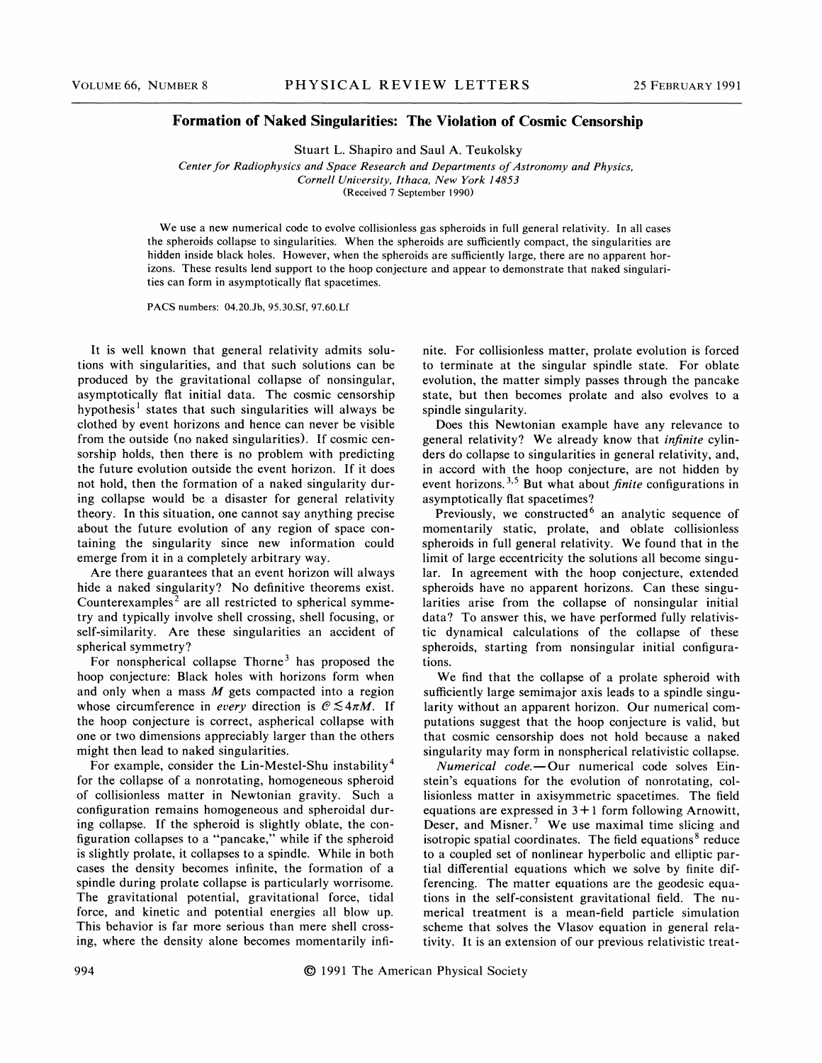# Formation of Naked Singularities: The Violation of Cosmic Censorship

Stuart L. Shapiro and Saul A. Teukolsky

*Center for Radiophysics and Space Research and Departments of Astronomy and Physics, Cornell University, Ithaca, New York 14853*

(Received 7 September 1990)

We use a new numerical code to evolve collisionless gas spheroids in full general relativity. In all cases the spheroids collapse to singularities. When the spheroids are sufficiently compact, the singularities are hidden inside black holes. However, when the spheroids are sufficiently large, there are no apparent horizons. These results lend support to the hoop conjecture and appear to demonstrate that naked singularities can form in asymptotically flat spacetimes.

PACS numbers: 04.20.Jb, 95.30.Sf, 97.60.Lf

It is well known that general relativity admits solutions with singularities, and that such solutions can be produced by the gravitational collapse of nonsingular, asymptotically flat initial data. The cosmic censorship hypothesis[1] states that such singularities will always be clothed by event horizons and hence can never be visible from the outside (no naked singularities). If cosmic censorship holds, then there is no problem with predicting the future evolution outside the event horizon. If it does not hold, then the formation of a naked singularity during collapse would be a disaster for general relativity theory. In this situation, one cannot say anything precise about the future evolution of any region of space containing the singularity since new information could emerge from it in a completely arbitrary way.

Are there guarantees that an event horizon will always hide a naked singularity? No definitive theorems exist. Counterexamples[2] are all restricted to spherical symmetry and typically involve shell crossing, shell focusing, or self-similarity. Are these singularities an accident of spherical symmetry?

For nonspherical collapse Thorne[3] has proposed the hoop conjecture: Black holes with horizons form when and only when a mass $M$ gets compacted into a region whose circumference in *every* direction is $\mathcal{C} \lesssim 4\pi M$. If the hoop conjecture is correct, aspherical collapse with one or two dimensions appreciably larger than the others might then lead to naked singularities.

For example, consider the Lin-Mestel-Shu instability[4] for the collapse of a nonrotating, homogeneous spheroid of collisionless matter in Newtonian gravity. Such a configuration remains homogeneous and spheroidal during collapse. If the spheroid is slightly oblate, the configuration collapses to a "pancake," while if the spheroid is slightly prolate, it collapses to a spindle. While in both cases the density becomes infinite, the formation of a spindle during prolate collapse is particularly worrisome. The gravitational potential, gravitational force, tidal force, and kinetic and potential energies all blow up. This behavior is far more serious than mere shell crossing, where the density alone becomes momentarily infinite. For collisionless matter, prolate evolution is forced to terminate at the singular spindle state. For oblate evolution, the matter simply passes through the pancake state, but then becomes prolate and also evolves to a spindle singularity.

Does this Newtonian example have any relevance to general relativity? We already know that *infinite* cylinders do collapse to singularities in general relativity, and, in accord with the hoop conjecture, are not hidden by event horizons.[3,5] But what about *finite* configurations in asymptotically flat spacetimes?

Previously, we constructed[6] an analytic sequence of momentarily static, prolate, and oblate collisionless spheroids in full general relativity. We found that in the limit of large eccentricity the solutions all become singular. In agreement with the hoop conjecture, extended spheroids have no apparent horizons. Can these singularities arise from the collapse of nonsingular initial data? To answer this, we have performed fully relativistic dynamical calculations of the collapse of these spheroids, starting from nonsingular initial configurations.

We find that the collapse of a prolate spheroid with sufficiently large semimajor axis leads to a spindle singularity without an apparent horizon. Our numerical computations suggest that the hoop conjecture is valid, but that cosmic censorship does not hold because a naked singularity may form in nonspherical relativistic collapse.

*Numerical code.*—Our numerical code solves Einstein's equations for the evolution of nonrotating, collisionless matter in axisymmetric spacetimes. The field equations are expressed in 3+1 form following Arnowitt, Deser, and Misner.[7] We use maximal time slicing and isotropic spatial coordinates. The field equations[8] reduce to a coupled set of nonlinear hyperbolic and elliptic partial differential equations which we solve by finite differencing. The matter equations are the geodesic equations in the self-consistent gravitational field. The numerical treatment is a mean-field particle simulation scheme that solves the Vlasov equation in general relativity. It is an extension of our previous relativistic treat-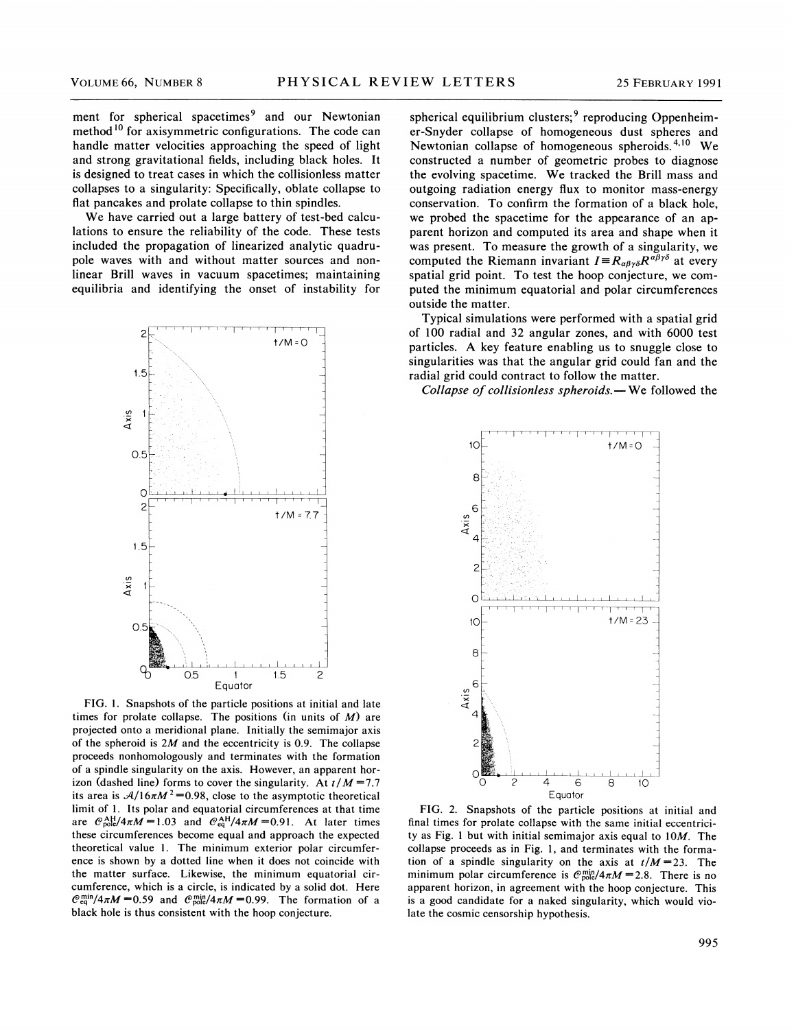ment for spherical spacetimes[9] and our Newtonian method[10] for axisymmetric configurations. The code can handle matter velocities approaching the speed of light and strong gravitational fields, including black holes. It is designed to treat cases in which the collisionless matter collapses to a singularity: Specifically, oblate collapse to flat pancakes and prolate collapse to thin spindles.

We have carried out a large battery of test-bed calculations to ensure the reliability of the code. These tests included the propagation of linearized analytic quadrupole waves with and without matter sources and nonlinear Brill waves in vacuum spacetimes; maintaining equilibria and identifying the onset of instability for spherical equilibrium clusters;[9] reproducing Oppenheimer-Snyder collapse of homogeneous dust spheres and Newtonian collapse of homogeneous spheroids.[4,10] We constructed a number of geometric probes to diagnose the evolving spacetime. We tracked the Brill mass and outgoing radiation energy flux to monitor mass-energy conservation. To confirm the formation of a black hole, we probed the spacetime for the appearance of an apparent horizon and computed its area and shape when it was present. To measure the growth of a singularity, we computed the Riemann invariant $I \equiv R_{\alpha\beta\gamma\delta}R^{\alpha\beta\gamma\delta}$ at every spatial grid point. To test the hoop conjecture, we computed the minimum equatorial and polar circumferences outside the matter.

FIG. 1. Snapshots of the particle positions at initial and late times for prolate collapse. The positions (in units of $M$) are projected onto a meridional plane. Initially the semimajor axis of the spheroid is $2M$ and the eccentricity is 0.9. The collapse proceeds nonhomologously and terminates with the formation of a spindle singularity on the axis. However, an apparent horizon (dashed line) forms to cover the singularity. At $t/M = 7.7$ its area is $\mathcal{A}/16\pi M^2 = 0.98$, close to the asymptotic theoretical limit of 1. Its polar and equatorial circumferences at that time are $\mathcal{C}^{\rm AH}_{\rm pole}/4\pi M = 1.03$ and $\mathcal{C}^{\rm AH}_{\rm eq}/4\pi M = 0.91$. At later times these circumferences become equal and approach the expected theoretical value 1. The minimum exterior polar circumference is shown by a dotted line when it does not coincide with the matter surface. Likewise, the minimum equatorial circumference, which is a circle, is indicated by a solid dot. Here $\mathcal{C}^{\rm min}_{\rm eq}/4\pi M = 0.59$ and $\mathcal{C}^{\rm min}_{\rm pole}/4\pi M = 0.99$. The formation of a black hole is thus consistent with the hoop conjecture.

Typical simulations were performed with a spatial grid of 100 radial and 32 angular zones, and with 6000 test particles. A key feature enabling us to snuggle close to singularities was that the angular grid could fan and the radial grid could contract to follow the matter.

*Collapse of collisionless spheroids.*— We followed the

FIG. 2. Snapshots of the particle positions at initial and final times for prolate collapse with the same initial eccentricity as Fig. 1 but with initial semimajor axis equal to $10M$. The collapse proceeds as in Fig. 1, and terminates with the formation of a spindle singularity on the axis at $t/M = 23$. The minimum polar circumference is $\mathcal{C}^{\rm min}_{\rm pole}/4\pi M = 2.8$. There is no apparent horizon, in agreement with the hoop conjecture. This is a good candidate for a naked singularity, which would violate the cosmic censorship hypothesis.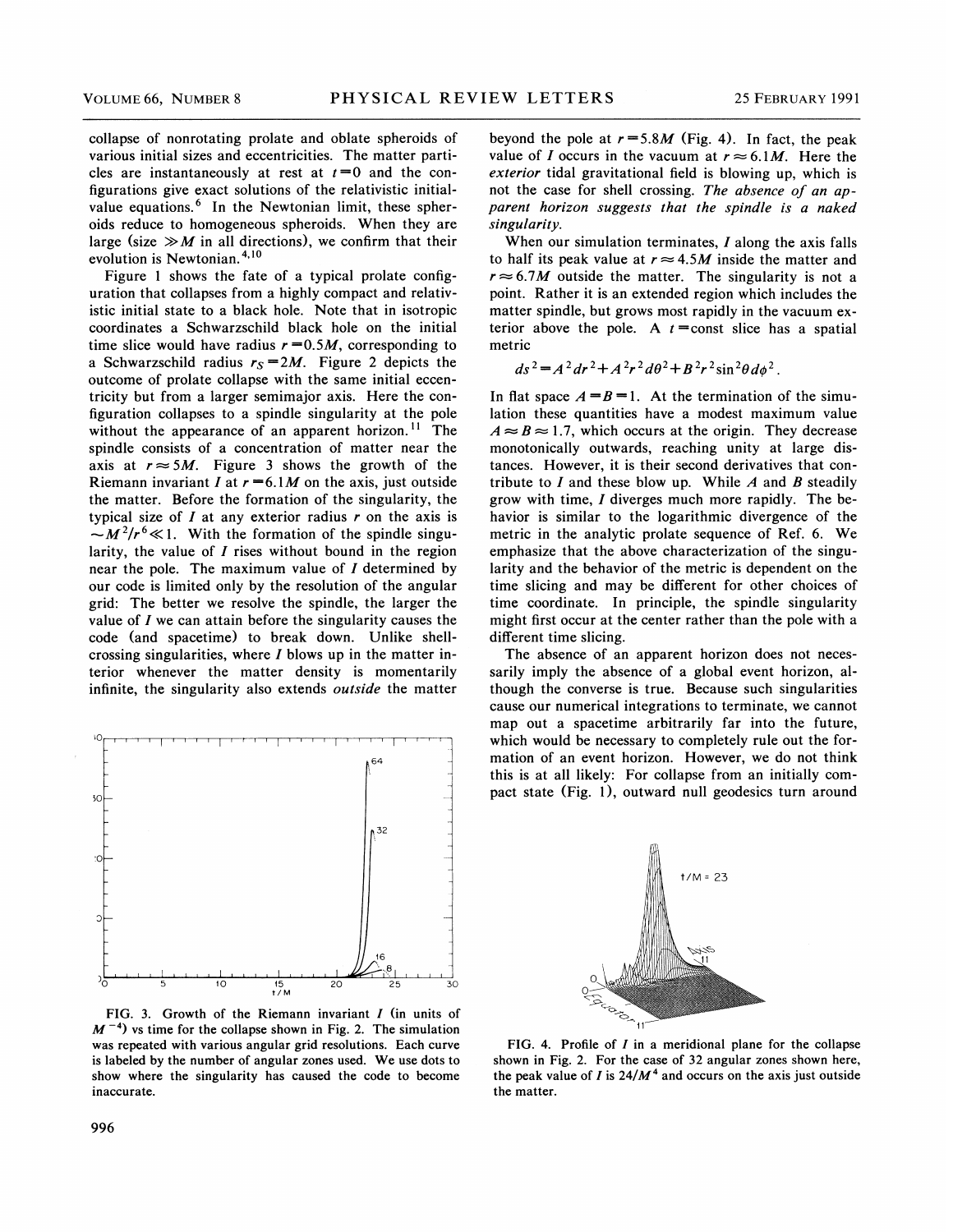collapse of nonrotating prolate and oblate spheroids of various initial sizes and eccentricities. The matter particles are instantaneously at rest at $t=0$ and the configurations give exact solutions of the relativistic initial-value equations.[6] In the Newtonian limit, these spheroids reduce to homogeneous spheroids. When they are large (size $\gg M$ in all directions), we confirm that their evolution is Newtonian.[4,10]

Figure 1 shows the fate of a typical prolate configuration that collapses from a highly compact and relativistic initial state to a black hole. Note that in isotropic coordinates a Schwarzschild black hole on the initial time slice would have radius $r=0.5M$, corresponding to a Schwarzschild radius $r_S=2M$. Figure 2 depicts the outcome of prolate collapse with the same initial eccentricity but from a larger semimajor axis. Here the configuration collapses to a spindle singularity at the pole without the appearance of an apparent horizon.[11] The spindle consists of a concentration of matter near the axis at $r \approx 5M$. Figure 3 shows the growth of the Riemann invariant $I$ at $r=6.1M$ on the axis, just outside the matter. Before the formation of the singularity, the typical size of $I$ at any exterior radius $r$ on the axis is $\sim M^2/r^6 \ll 1$. With the formation of the spindle singularity, the value of $I$ rises without bound in the region near the pole. The maximum value of $I$ determined by our code is limited only by the resolution of the angular grid: The better we resolve the spindle, the larger the value of $I$ we can attain before the singularity causes the code (and spacetime) to break down. Unlike shell-crossing singularities, where $I$ blows up in the matter interior whenever the matter density is momentarily infinite, the singularity also extends *outside* the matter beyond the pole at $r=5.8M$ (Fig. 4). In fact, the peak value of $I$ occurs in the vacuum at $r \approx 6.1M$. Here the *exterior* tidal gravitational field is blowing up, which is not the case for shell crossing. *The absence of an apparent horizon suggests that the spindle is a naked singularity.*

FIG. 3. Growth of the Riemann invariant $I$ (in units of $M^{-4}$) vs time for the collapse shown in Fig. 2. The simulation was repeated with various angular grid resolutions. Each curve is labeled by the number of angular zones used. We use dots to show where the singularity has caused the code to become inaccurate.

When our simulation terminates, $I$ along the axis falls to half its peak value at $r \approx 4.5M$ inside the matter and $r \approx 6.7M$ outside the matter. The singularity is not a point. Rather it is an extended region which includes the matter spindle, but grows most rapidly in the vacuum exterior above the pole. A $t=$const slice has a spatial metric

$$ds^2 = A^2 dr^2 + A^2 r^2 d\theta^2 + B^2 r^2 \sin^2\theta \, d\phi^2 .$$

In flat space $A=B=1$. At the termination of the simulation these quantities have a modest maximum value $A \approx B \approx 1.7$, which occurs at the origin. They decrease monotonically outwards, reaching unity at large distances. However, it is their second derivatives that contribute to $I$ and these blow up. While $A$ and $B$ steadily grow with time, $I$ diverges much more rapidly. The behavior is similar to the logarithmic divergence of the metric in the analytic prolate sequence of Ref. 6. We emphasize that the above characterization of the singularity and the behavior of the metric is dependent on the time slicing and may be different for other choices of time coordinate. In principle, the spindle singularity might first occur at the center rather than the pole with a different time slicing.

The absence of an apparent horizon does not necessarily imply the absence of a global event horizon, although the converse is true. Because such singularities cause our numerical integrations to terminate, we cannot map out a spacetime arbitrarily far into the future, which would be necessary to completely rule out the formation of an event horizon. However, we do not think this is at all likely: For collapse from an initially compact state (Fig. 1), outward null geodesics turn around

FIG. 4. Profile of $I$ in a meridional plane for the collapse shown in Fig. 2. For the case of 32 angular zones shown here, the peak value of $I$ is $24/M^4$ and occurs on the axis just outside the matter.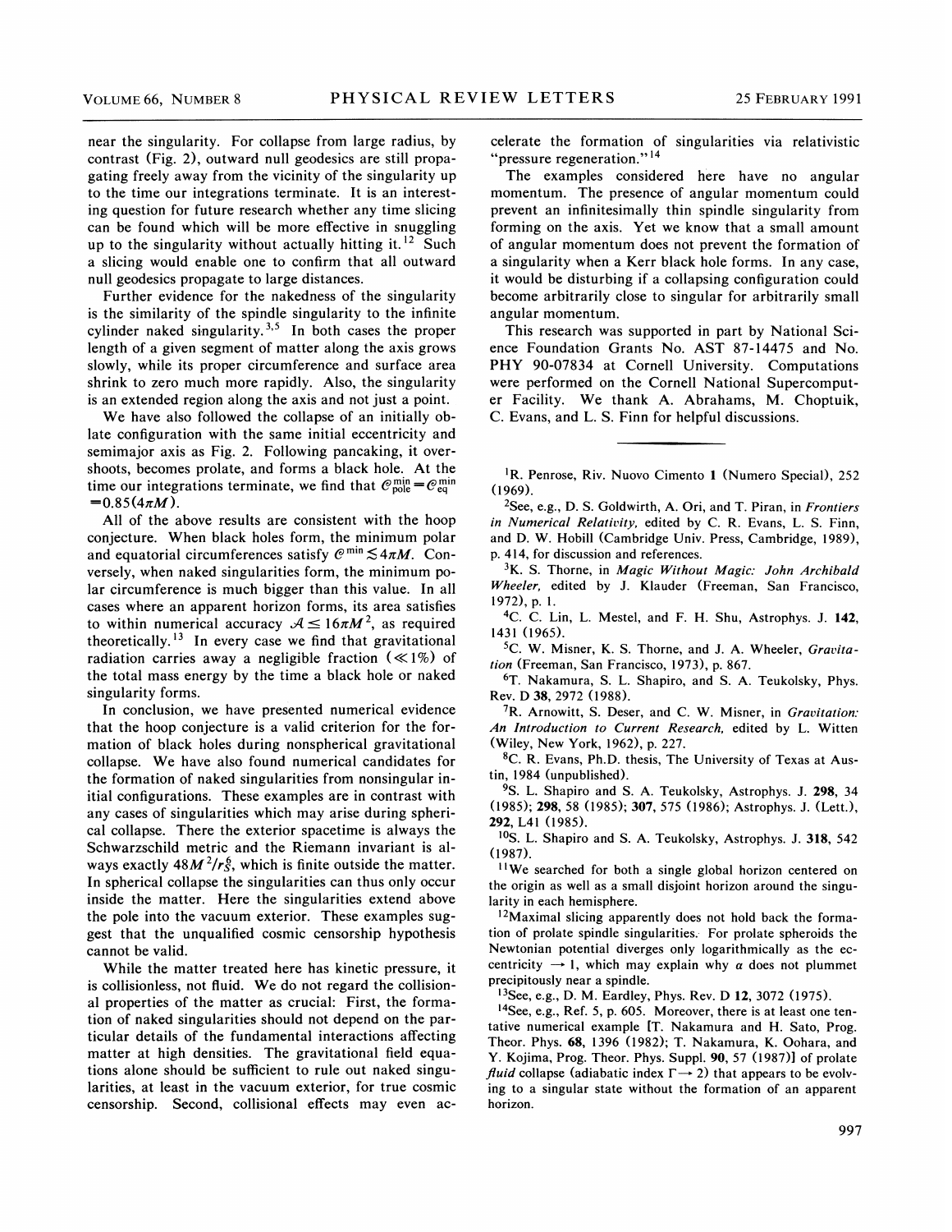near the singularity. For collapse from large radius, by contrast (Fig. 2), outward null geodesics are still propagating freely away from the vicinity of the singularity up to the time our integrations terminate. It is an interesting question for future research whether any time slicing can be found which will be more effective in snuggling up to the singularity without actually hitting it.[12] Such a slicing would enable one to confirm that all outward null geodesics propagate to large distances.

Further evidence for the nakedness of the singularity is the similarity of the spindle singularity to the infinite cylinder naked singularity.[3,5] In both cases the proper length of a given segment of matter along the axis grows slowly, while its proper circumference and surface area shrink to zero much more rapidly. Also, the singularity is an extended region along the axis and not just a point.

We have also followed the collapse of an initially oblate configuration with the same initial eccentricity and semimajor axis as Fig. 2. Following pancaking, it overshoots, becomes prolate, and forms a black hole. At the time our integrations terminate, we find that $\mathcal{C}_{\text{pole}}^{\min} = \mathcal{C}_{\text{eq}}^{\min} = 0.85(4\pi M)$.

All of the above results are consistent with the hoop conjecture. When black holes form, the minimum polar and equatorial circumferences satisfy $\mathcal{C}^{\min} \lesssim 4\pi M$. Conversely, when naked singularities form, the minimum polar circumference is much bigger than this value. In all cases where an apparent horizon forms, its area satisfies to within numerical accuracy $\mathcal{A} \leq 16\pi M^2$, as required theoretically.[13] In every case we find that gravitational radiation carries away a negligible fraction ($\ll 1\%$) of the total mass energy by the time a black hole or naked singularity forms.

In conclusion, we have presented numerical evidence that the hoop conjecture is a valid criterion for the formation of black holes during nonspherical gravitational collapse. We have also found numerical candidates for the formation of naked singularities from nonsingular initial configurations. These examples are in contrast with any cases of singularities which may arise during spherical collapse. There the exterior spacetime is always the Schwarzschild metric and the Riemann invariant is always exactly $48M^2/r_S^6$, which is finite outside the matter. In spherical collapse the singularities can thus only occur inside the matter. Here the singularities extend above the pole into the vacuum exterior. These examples suggest that the unqualified cosmic censorship hypothesis cannot be valid.

While the matter treated here has kinetic pressure, it is collisionless, not fluid. We do not regard the collisional properties of the matter as crucial: First, the formation of naked singularities should not depend on the particular details of the fundamental interactions affecting matter at high densities. The gravitational field equations alone should be sufficient to rule out naked singularities, at least in the vacuum exterior, for true cosmic censorship. Second, collisional effects may even accelerate the formation of singularities via relativistic "pressure regeneration."[14]

The examples considered here have no angular momentum. The presence of angular momentum could prevent an infinitesimally thin spindle singularity from forming on the axis. Yet we know that a small amount of angular momentum does not prevent the formation of a singularity when a Kerr black hole forms. In any case, it would be disturbing if a collapsing configuration could become arbitrarily close to singular for arbitrarily small angular momentum.

This research was supported in part by National Science Foundation Grants No. AST 87-14475 and No. PHY 90-07834 at Cornell University. Computations were performed on the Cornell National Supercomputer Facility. We thank A. Abrahams, M. Choptuik, C. Evans, and L. S. Finn for helpful discussions.

---

[1] R. Penrose, Riv. Nuovo Cimento **1** (Numero Special), 252 (1969).

[2] See, e.g., D. S. Goldwirth, A. Ori, and T. Piran, in *Frontiers in Numerical Relativity*, edited by C. R. Evans, L. S. Finn, and D. W. Hobill (Cambridge Univ. Press, Cambridge, 1989), p. 414, for discussion and references.

[3] K. S. Thorne, in *Magic Without Magic: John Archibald Wheeler*, edited by J. Klauder (Freeman, San Francisco, 1972), p. 1.

[4] C. C. Lin, L. Mestel, and F. H. Shu, Astrophys. J. **142**, 1431 (1965).

[5] C. W. Misner, K. S. Thorne, and J. A. Wheeler, *Gravitation* (Freeman, San Francisco, 1973), p. 867.

[6] T. Nakamura, S. L. Shapiro, and S. A. Teukolsky, Phys. Rev. D **38**, 2972 (1988).

[7] R. Arnowitt, S. Deser, and C. W. Misner, in *Gravitation: An Introduction to Current Research*, edited by L. Witten (Wiley, New York, 1962), p. 227.

[8] C. R. Evans, Ph.D. thesis, The University of Texas at Austin, 1984 (unpublished).

[9] S. L. Shapiro and S. A. Teukolsky, Astrophys. J. **298**, 34 (1985); **298**, 58 (1985); **307**, 575 (1986); Astrophys. J. (Lett.), **292**, L41 (1985).

[10] S. L. Shapiro and S. A. Teukolsky, Astrophys. J. **318**, 542 (1987).

[11] We searched for both a single global horizon centered on the origin as well as a small disjoint horizon around the singularity in each hemisphere.

[12] Maximal slicing apparently does not hold back the formation of prolate spindle singularities. For prolate spheroids the Newtonian potential diverges only logarithmically as the eccentricity $\rightarrow 1$, which may explain why $\alpha$ does not plummet precipitously near a spindle.

[13] See, e.g., D. M. Eardley, Phys. Rev. D **12**, 3072 (1975).

[14] See, e.g., Ref. 5, p. 605. Moreover, there is at least one tentative numerical example [T. Nakamura and H. Sato, Prog. Theor. Phys. **68**, 1396 (1982); T. Nakamura, K. Oohara, and Y. Kojima, Prog. Theor. Phys. Suppl. **90**, 57 (1987)] of prolate *fluid* collapse (adiabatic index $\Gamma \rightarrow 2$) that appears to be evolving to a singular state without the formation of an apparent horizon.